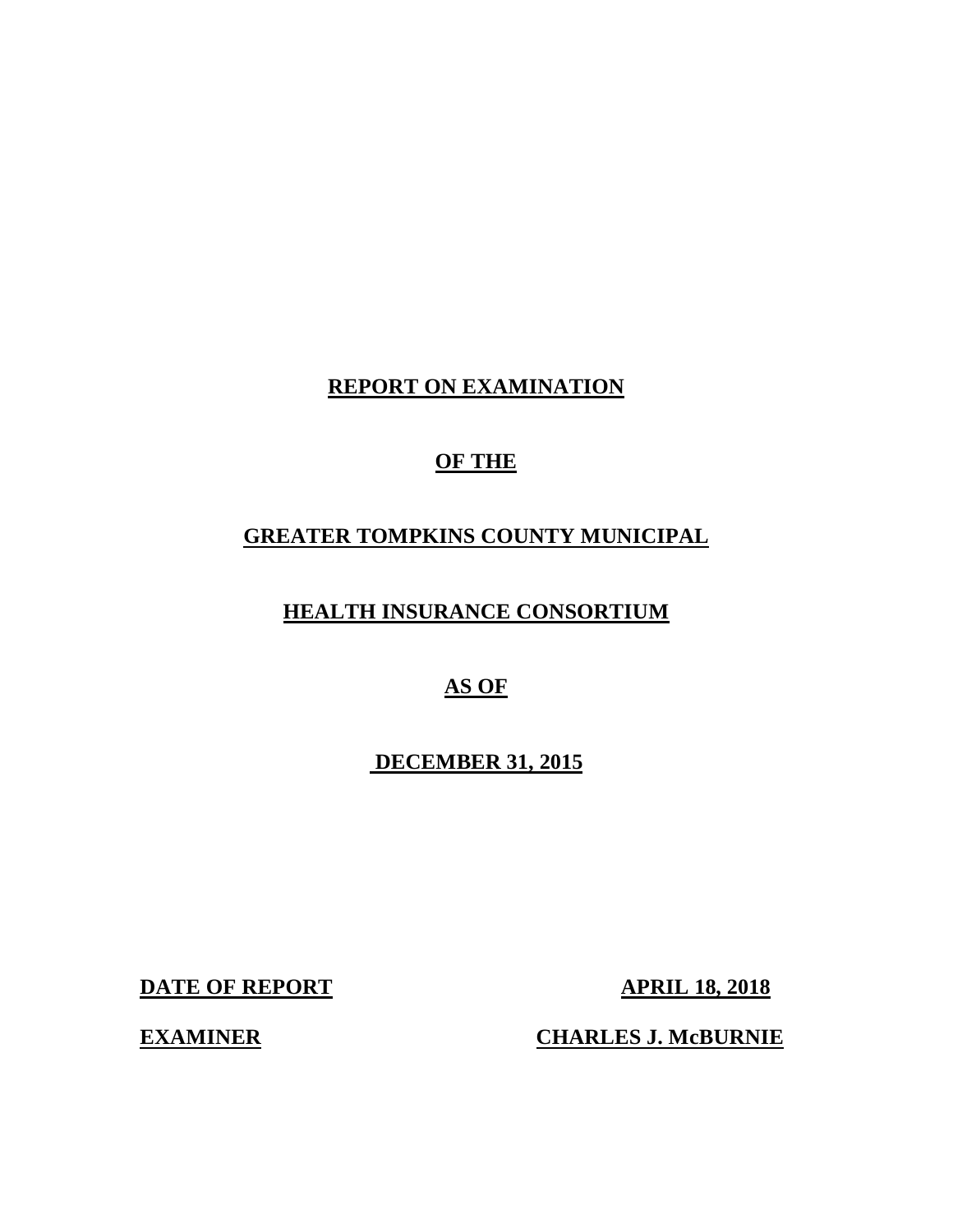# REPORT ON EXAMINATION

# OF THE

# GREATER TOMPKINS COUNTY MUNICIPAL

# HEALTH INSURANCE CONSORTIUM

# AS OF

# DECEMBER 31, 2015

| **DATE OF REPORT** | **APRIL 18, 2018** |
|---|---|
| **EXAMINER** | **CHARLES J. McBURNIE** |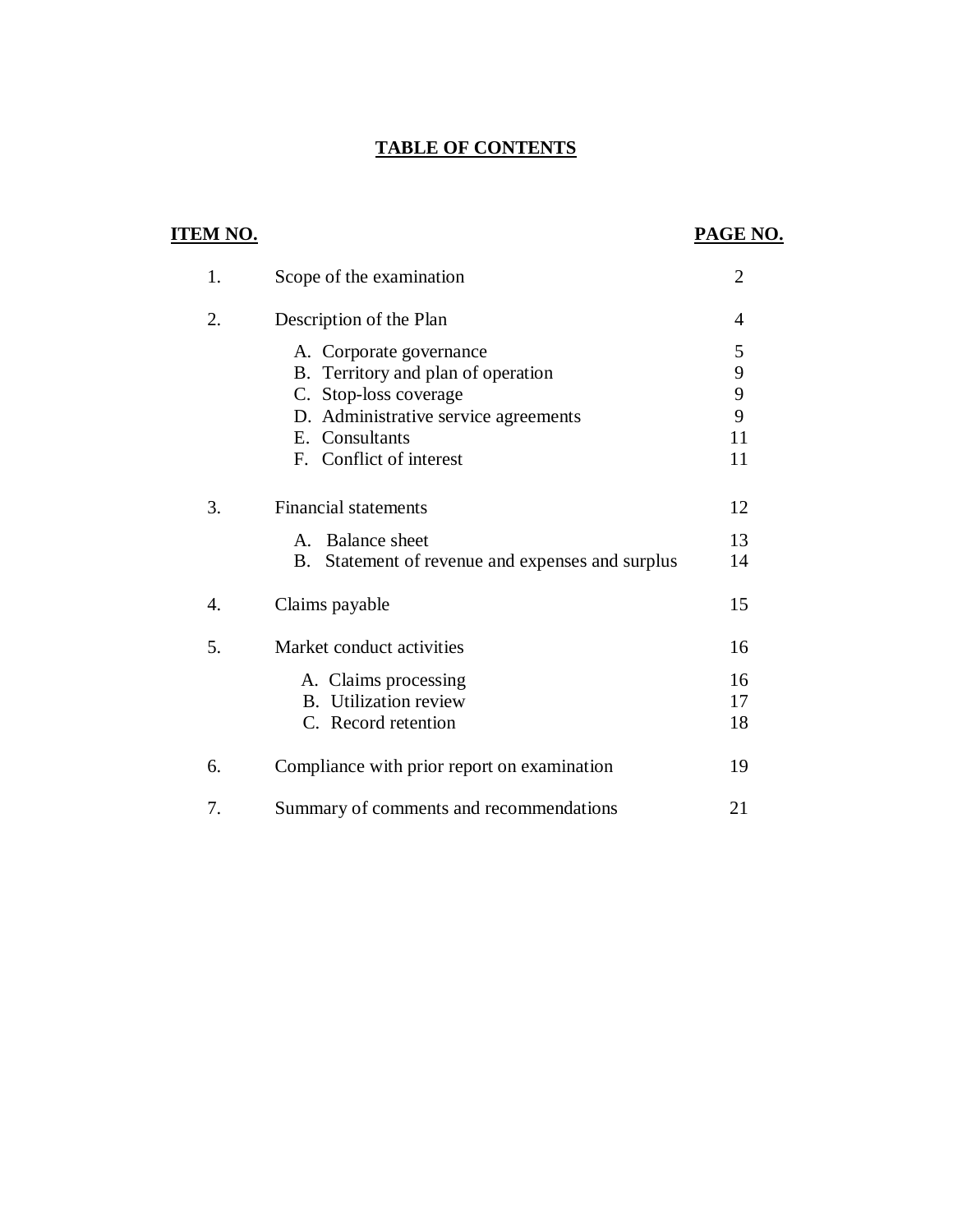# TABLE OF CONTENTS

| ITEM NO. | | PAGE NO. |
|---|---|---|
| 1. | Scope of the examination | 2 |
| 2. | Description of the Plan | 4 |
| | A. Corporate governance | 5 |
| | B. Territory and plan of operation | 9 |
| | C. Stop-loss coverage | 9 |
| | D. Administrative service agreements | 9 |
| | E. Consultants | 11 |
| | F. Conflict of interest | 11 |
| 3. | Financial statements | 12 |
| | A. Balance sheet | 13 |
| | B. Statement of revenue and expenses and surplus | 14 |
| 4. | Claims payable | 15 |
| 5. | Market conduct activities | 16 |
| | A. Claims processing | 16 |
| | B. Utilization review | 17 |
| | C. Record retention | 18 |
| 6. | Compliance with prior report on examination | 19 |
| 7. | Summary of comments and recommendations | 21 |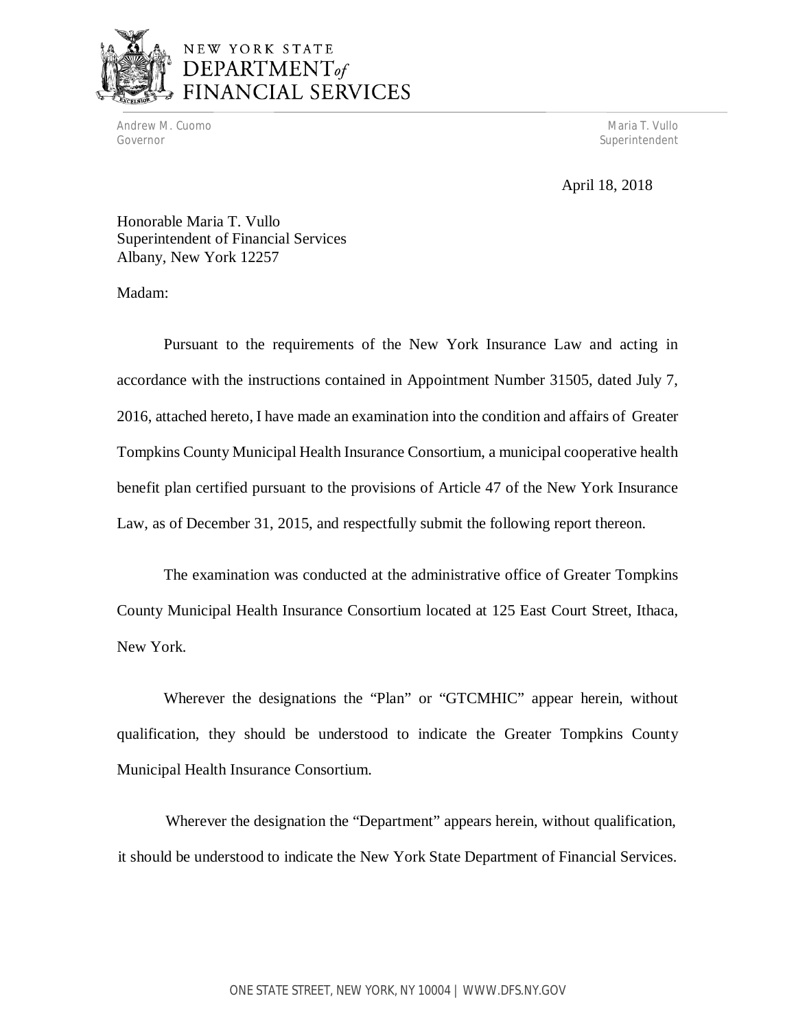NEW YORK STATE
DEPARTMENT *of*
FINANCIAL SERVICES

Andrew M. Cuomo
Governor

Maria T. Vullo
Superintendent

April 18, 2018

Honorable Maria T. Vullo
Superintendent of Financial Services
Albany, New York 12257

Madam:

Pursuant to the requirements of the New York Insurance Law and acting in accordance with the instructions contained in Appointment Number 31505, dated July 7, 2016, attached hereto, I have made an examination into the condition and affairs of Greater Tompkins County Municipal Health Insurance Consortium, a municipal cooperative health benefit plan certified pursuant to the provisions of Article 47 of the New York Insurance Law, as of December 31, 2015, and respectfully submit the following report thereon.

The examination was conducted at the administrative office of Greater Tompkins County Municipal Health Insurance Consortium located at 125 East Court Street, Ithaca, New York.

Wherever the designations the "Plan" or "GTCMHIC" appear herein, without qualification, they should be understood to indicate the Greater Tompkins County Municipal Health Insurance Consortium.

Wherever the designation the "Department" appears herein, without qualification, it should be understood to indicate the New York State Department of Financial Services.

ONE STATE STREET, NEW YORK, NY 10004 | WWW.DFS.NY.GOV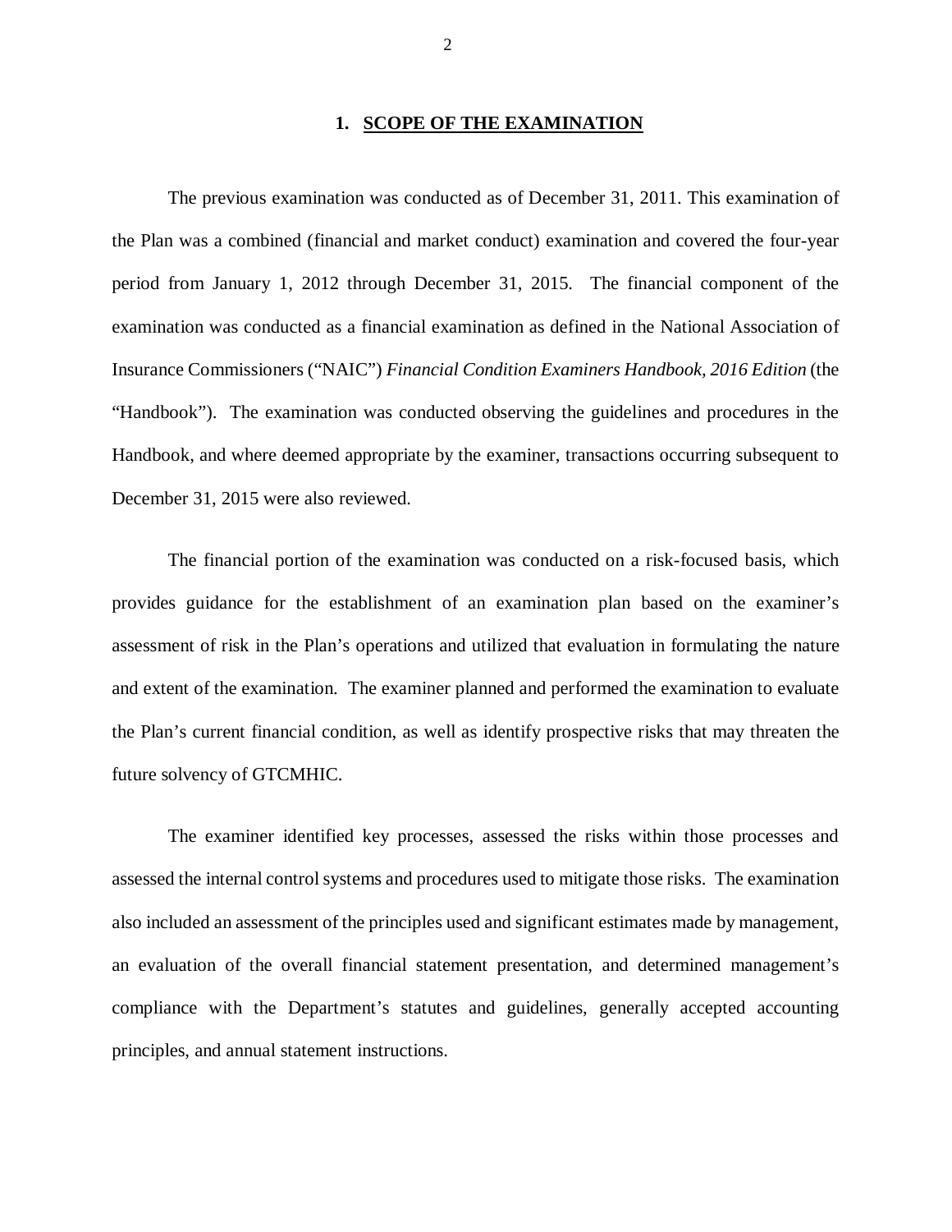## 1. SCOPE OF THE EXAMINATION

The previous examination was conducted as of December 31, 2011. This examination of the Plan was a combined (financial and market conduct) examination and covered the four-year period from January 1, 2012 through December 31, 2015. The financial component of the examination was conducted as a financial examination as defined in the National Association of Insurance Commissioners ("NAIC") *Financial Condition Examiners Handbook, 2016 Edition* (the "Handbook"). The examination was conducted observing the guidelines and procedures in the Handbook, and where deemed appropriate by the examiner, transactions occurring subsequent to December 31, 2015 were also reviewed.

The financial portion of the examination was conducted on a risk-focused basis, which provides guidance for the establishment of an examination plan based on the examiner's assessment of risk in the Plan's operations and utilized that evaluation in formulating the nature and extent of the examination. The examiner planned and performed the examination to evaluate the Plan's current financial condition, as well as identify prospective risks that may threaten the future solvency of GTCMHIC.

The examiner identified key processes, assessed the risks within those processes and assessed the internal control systems and procedures used to mitigate those risks. The examination also included an assessment of the principles used and significant estimates made by management, an evaluation of the overall financial statement presentation, and determined management's compliance with the Department's statutes and guidelines, generally accepted accounting principles, and annual statement instructions.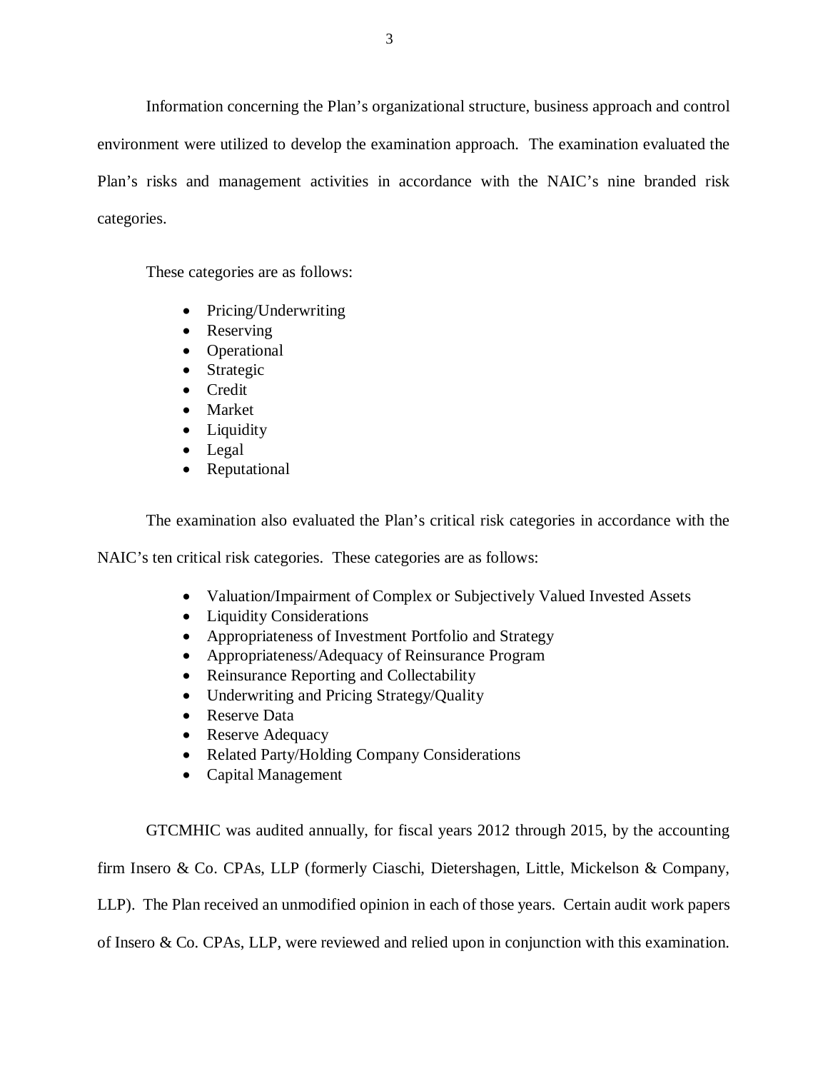Information concerning the Plan's organizational structure, business approach and control environment were utilized to develop the examination approach. The examination evaluated the Plan's risks and management activities in accordance with the NAIC's nine branded risk categories.

These categories are as follows:

- Pricing/Underwriting
- Reserving
- Operational
- Strategic
- Credit
- Market
- Liquidity
- Legal
- Reputational

The examination also evaluated the Plan's critical risk categories in accordance with the NAIC's ten critical risk categories. These categories are as follows:

- Valuation/Impairment of Complex or Subjectively Valued Invested Assets
- Liquidity Considerations
- Appropriateness of Investment Portfolio and Strategy
- Appropriateness/Adequacy of Reinsurance Program
- Reinsurance Reporting and Collectability
- Underwriting and Pricing Strategy/Quality
- Reserve Data
- Reserve Adequacy
- Related Party/Holding Company Considerations
- Capital Management

GTCMHIC was audited annually, for fiscal years 2012 through 2015, by the accounting firm Insero & Co. CPAs, LLP (formerly Ciaschi, Dietershagen, Little, Mickelson & Company, LLP). The Plan received an unmodified opinion in each of those years. Certain audit work papers of Insero & Co. CPAs, LLP, were reviewed and relied upon in conjunction with this examination.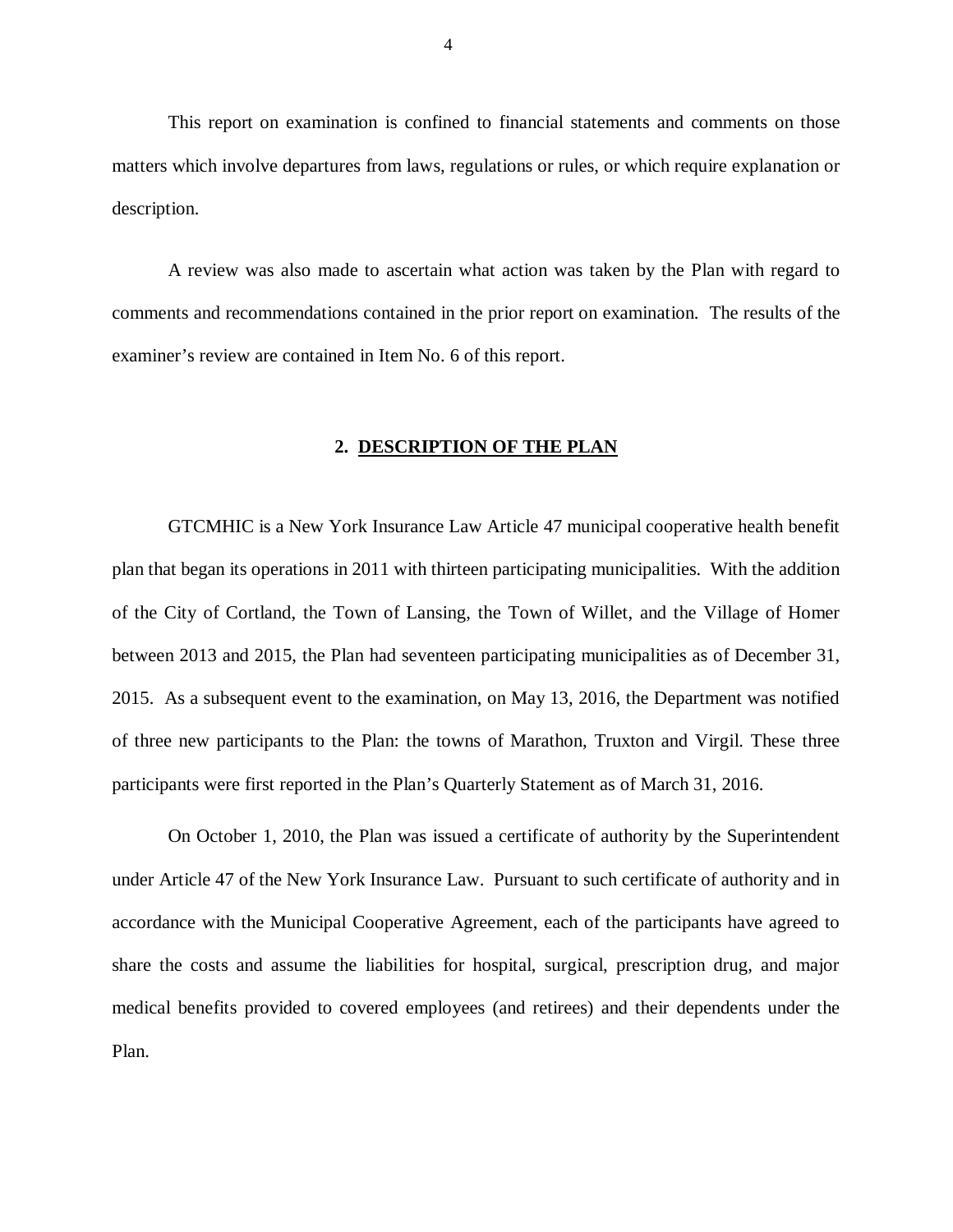This report on examination is confined to financial statements and comments on those matters which involve departures from laws, regulations or rules, or which require explanation or description.

A review was also made to ascertain what action was taken by the Plan with regard to comments and recommendations contained in the prior report on examination. The results of the examiner's review are contained in Item No. 6 of this report.

## 2. DESCRIPTION OF THE PLAN

GTCMHIC is a New York Insurance Law Article 47 municipal cooperative health benefit plan that began its operations in 2011 with thirteen participating municipalities. With the addition of the City of Cortland, the Town of Lansing, the Town of Willet, and the Village of Homer between 2013 and 2015, the Plan had seventeen participating municipalities as of December 31, 2015. As a subsequent event to the examination, on May 13, 2016, the Department was notified of three new participants to the Plan: the towns of Marathon, Truxton and Virgil. These three participants were first reported in the Plan's Quarterly Statement as of March 31, 2016.

On October 1, 2010, the Plan was issued a certificate of authority by the Superintendent under Article 47 of the New York Insurance Law. Pursuant to such certificate of authority and in accordance with the Municipal Cooperative Agreement, each of the participants have agreed to share the costs and assume the liabilities for hospital, surgical, prescription drug, and major medical benefits provided to covered employees (and retirees) and their dependents under the Plan.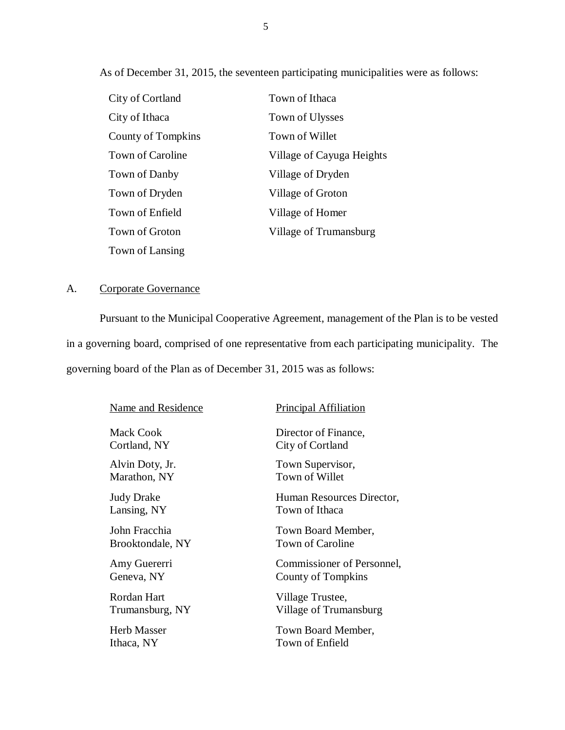As of December 31, 2015, the seventeen participating municipalities were as follows:

| | |
|---|---|
| City of Cortland | Town of Ithaca |
| City of Ithaca | Town of Ulysses |
| County of Tompkins | Town of Willet |
| Town of Caroline | Village of Cayuga Heights |
| Town of Danby | Village of Dryden |
| Town of Dryden | Village of Groton |
| Town of Enfield | Village of Homer |
| Town of Groton | Village of Trumansburg |
| Town of Lansing | |

A. Corporate Governance

Pursuant to the Municipal Cooperative Agreement, management of the Plan is to be vested in a governing board, comprised of one representative from each participating municipality. The governing board of the Plan as of December 31, 2015 was as follows:

| Name and Residence | Principal Affiliation |
|---|---|
| Mack Cook<br>Cortland, NY | Director of Finance,<br>City of Cortland |
| Alvin Doty, Jr.<br>Marathon, NY | Town Supervisor,<br>Town of Willet |
| Judy Drake<br>Lansing, NY | Human Resources Director,<br>Town of Ithaca |
| John Fracchia<br>Brooktondale, NY | Town Board Member,<br>Town of Caroline |
| Amy Guererri<br>Geneva, NY | Commissioner of Personnel,<br>County of Tompkins |
| Rordan Hart<br>Trumansburg, NY | Village Trustee,<br>Village of Trumansburg |
| Herb Masser<br>Ithaca, NY | Town Board Member,<br>Town of Enfield |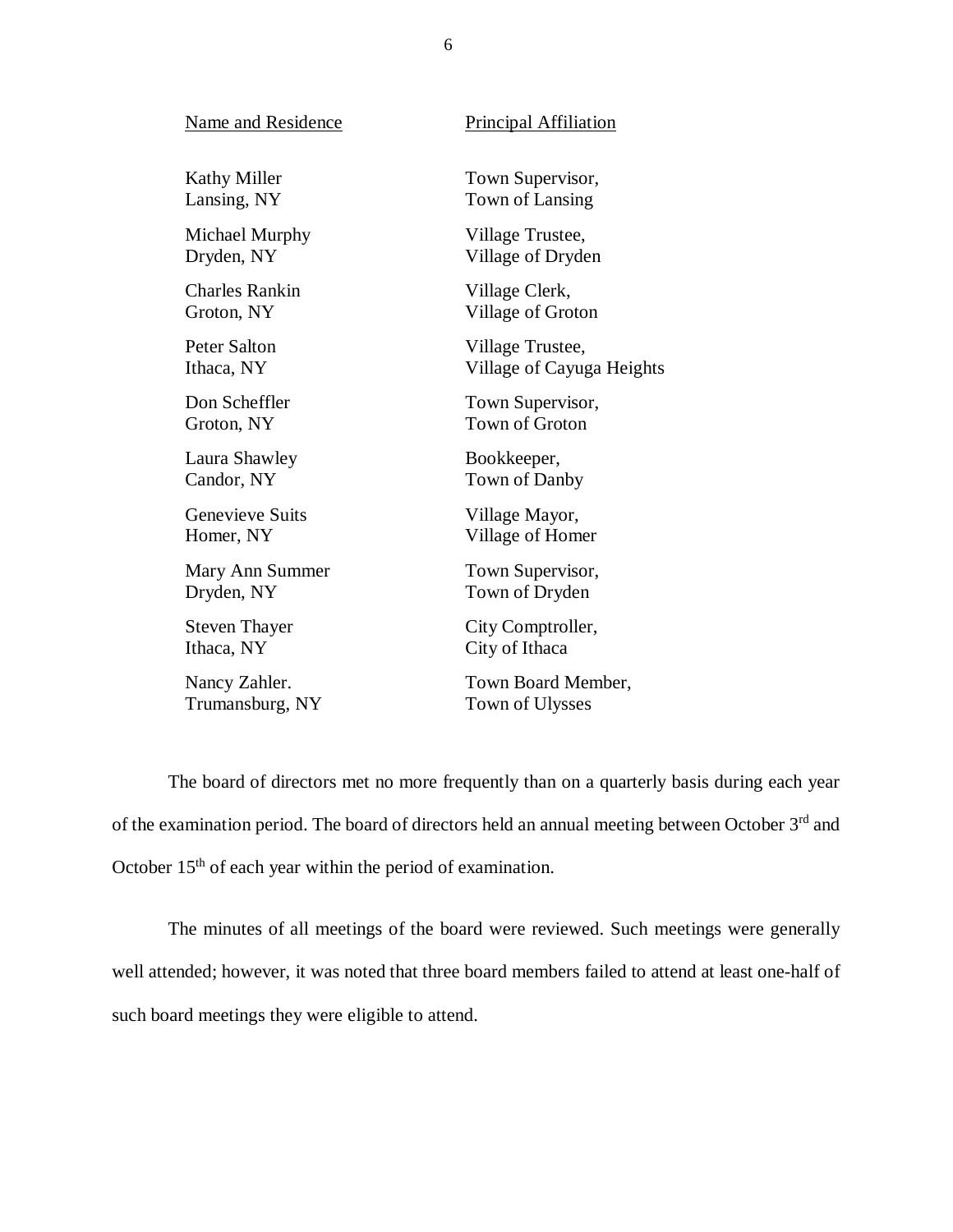| Name and Residence | Principal Affiliation |
|---|---|
| Kathy Miller<br>Lansing, NY | Town Supervisor,<br>Town of Lansing |
| Michael Murphy<br>Dryden, NY | Village Trustee,<br>Village of Dryden |
| Charles Rankin<br>Groton, NY | Village Clerk,<br>Village of Groton |
| Peter Salton<br>Ithaca, NY | Village Trustee,<br>Village of Cayuga Heights |
| Don Scheffler<br>Groton, NY | Town Supervisor,<br>Town of Groton |
| Laura Shawley<br>Candor, NY | Bookkeeper,<br>Town of Danby |
| Genevieve Suits<br>Homer, NY | Village Mayor,<br>Village of Homer |
| Mary Ann Summer<br>Dryden, NY | Town Supervisor,<br>Town of Dryden |
| Steven Thayer<br>Ithaca, NY | City Comptroller,<br>City of Ithaca |
| Nancy Zahler.<br>Trumansburg, NY | Town Board Member,<br>Town of Ulysses |

The board of directors met no more frequently than on a quarterly basis during each year of the examination period. The board of directors held an annual meeting between October 3rd and October 15th of each year within the period of examination.

The minutes of all meetings of the board were reviewed. Such meetings were generally well attended; however, it was noted that three board members failed to attend at least one-half of such board meetings they were eligible to attend.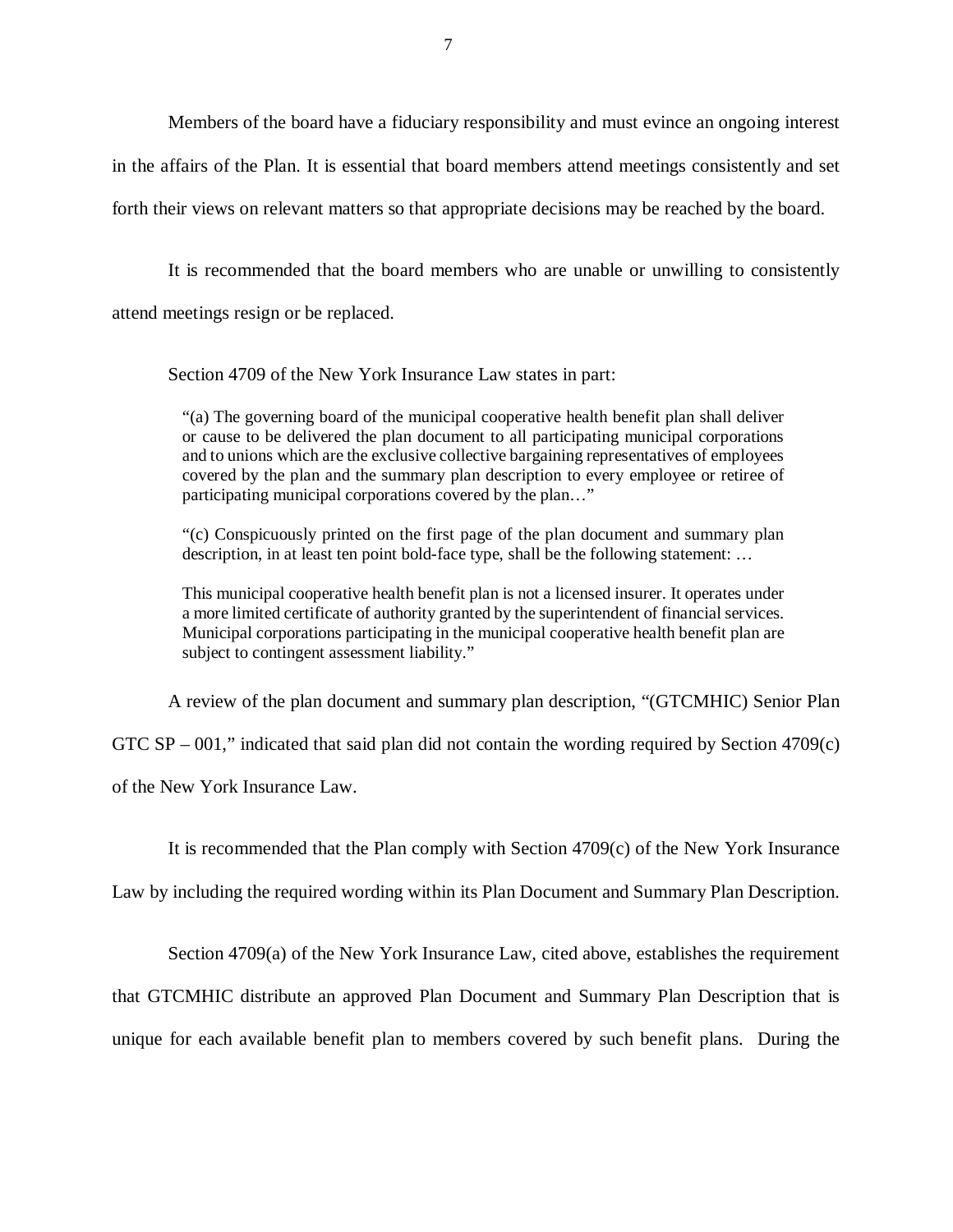Members of the board have a fiduciary responsibility and must evince an ongoing interest in the affairs of the Plan. It is essential that board members attend meetings consistently and set forth their views on relevant matters so that appropriate decisions may be reached by the board.

It is recommended that the board members who are unable or unwilling to consistently attend meetings resign or be replaced.

Section 4709 of the New York Insurance Law states in part:

> "(a) The governing board of the municipal cooperative health benefit plan shall deliver or cause to be delivered the plan document to all participating municipal corporations and to unions which are the exclusive collective bargaining representatives of employees covered by the plan and the summary plan description to every employee or retiree of participating municipal corporations covered by the plan…"
>
> "(c) Conspicuously printed on the first page of the plan document and summary plan description, in at least ten point bold-face type, shall be the following statement: …
>
> This municipal cooperative health benefit plan is not a licensed insurer. It operates under a more limited certificate of authority granted by the superintendent of financial services. Municipal corporations participating in the municipal cooperative health benefit plan are subject to contingent assessment liability."

A review of the plan document and summary plan description, "(GTCMHIC) Senior Plan GTC SP – 001," indicated that said plan did not contain the wording required by Section 4709(c) of the New York Insurance Law.

It is recommended that the Plan comply with Section 4709(c) of the New York Insurance Law by including the required wording within its Plan Document and Summary Plan Description.

Section 4709(a) of the New York Insurance Law, cited above, establishes the requirement that GTCMHIC distribute an approved Plan Document and Summary Plan Description that is unique for each available benefit plan to members covered by such benefit plans. During the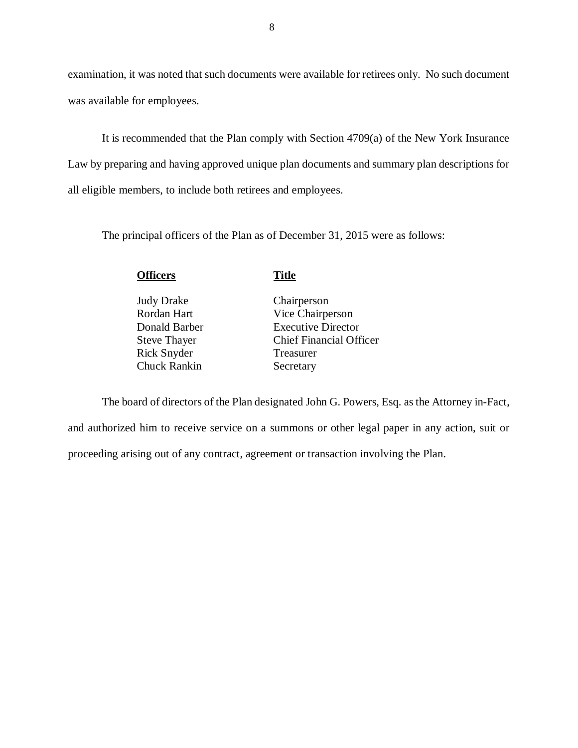examination, it was noted that such documents were available for retirees only. No such document was available for employees.

It is recommended that the Plan comply with Section 4709(a) of the New York Insurance Law by preparing and having approved unique plan documents and summary plan descriptions for all eligible members, to include both retirees and employees.

The principal officers of the Plan as of December 31, 2015 were as follows:

| **Officers** | **Title** |
| --- | --- |
| Judy Drake | Chairperson |
| Rordan Hart | Vice Chairperson |
| Donald Barber | Executive Director |
| Steve Thayer | Chief Financial Officer |
| Rick Snyder | Treasurer |
| Chuck Rankin | Secretary |

The board of directors of the Plan designated John G. Powers, Esq. as the Attorney in-Fact, and authorized him to receive service on a summons or other legal paper in any action, suit or proceeding arising out of any contract, agreement or transaction involving the Plan.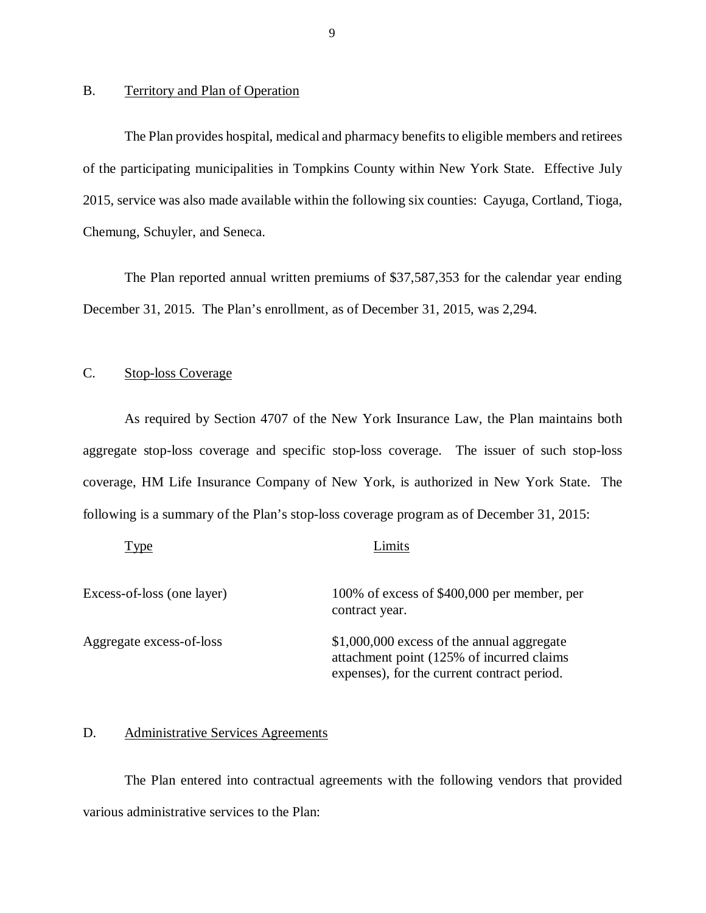## B. Territory and Plan of Operation

The Plan provides hospital, medical and pharmacy benefits to eligible members and retirees of the participating municipalities in Tompkins County within New York State. Effective July 2015, service was also made available within the following six counties: Cayuga, Cortland, Tioga, Chemung, Schuyler, and Seneca.

The Plan reported annual written premiums of $37,587,353 for the calendar year ending December 31, 2015. The Plan's enrollment, as of December 31, 2015, was 2,294.

## C. Stop-loss Coverage

As required by Section 4707 of the New York Insurance Law, the Plan maintains both aggregate stop-loss coverage and specific stop-loss coverage. The issuer of such stop-loss coverage, HM Life Insurance Company of New York, is authorized in New York State. The following is a summary of the Plan's stop-loss coverage program as of December 31, 2015:

| Type | Limits |
|---|---|
| Excess-of-loss (one layer) | 100% of excess of $400,000 per member, per contract year. |
| Aggregate excess-of-loss | $1,000,000 excess of the annual aggregate attachment point (125% of incurred claims expenses), for the current contract period. |

## D. Administrative Services Agreements

The Plan entered into contractual agreements with the following vendors that provided various administrative services to the Plan: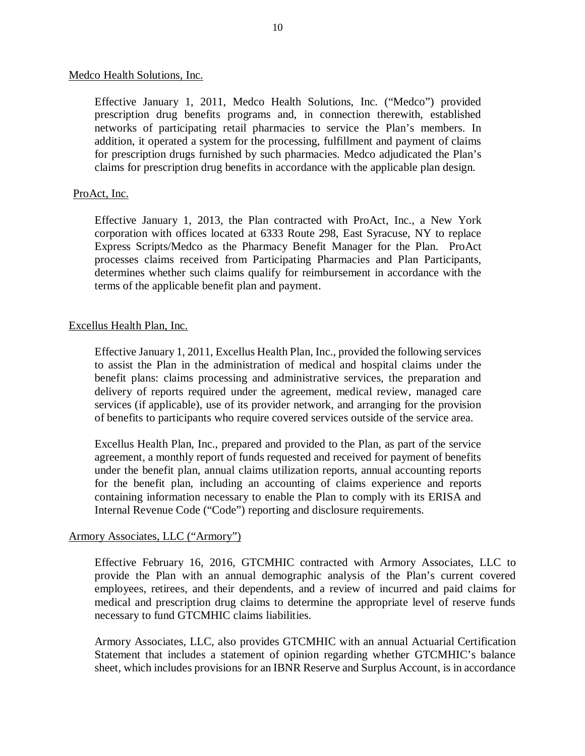<u>Medco Health Solutions, Inc.</u>

Effective January 1, 2011, Medco Health Solutions, Inc. ("Medco") provided prescription drug benefits programs and, in connection therewith, established networks of participating retail pharmacies to service the Plan's members. In addition, it operated a system for the processing, fulfillment and payment of claims for prescription drugs furnished by such pharmacies. Medco adjudicated the Plan's claims for prescription drug benefits in accordance with the applicable plan design.

<u>ProAct, Inc.</u>

Effective January 1, 2013, the Plan contracted with ProAct, Inc., a New York corporation with offices located at 6333 Route 298, East Syracuse, NY to replace Express Scripts/Medco as the Pharmacy Benefit Manager for the Plan. ProAct processes claims received from Participating Pharmacies and Plan Participants, determines whether such claims qualify for reimbursement in accordance with the terms of the applicable benefit plan and payment.

<u>Excellus Health Plan, Inc.</u>

Effective January 1, 2011, Excellus Health Plan, Inc., provided the following services to assist the Plan in the administration of medical and hospital claims under the benefit plans: claims processing and administrative services, the preparation and delivery of reports required under the agreement, medical review, managed care services (if applicable), use of its provider network, and arranging for the provision of benefits to participants who require covered services outside of the service area.

Excellus Health Plan, Inc., prepared and provided to the Plan, as part of the service agreement, a monthly report of funds requested and received for payment of benefits under the benefit plan, annual claims utilization reports, annual accounting reports for the benefit plan, including an accounting of claims experience and reports containing information necessary to enable the Plan to comply with its ERISA and Internal Revenue Code ("Code") reporting and disclosure requirements.

<u>Armory Associates, LLC ("Armory")</u>

Effective February 16, 2016, GTCMHIC contracted with Armory Associates, LLC to provide the Plan with an annual demographic analysis of the Plan's current covered employees, retirees, and their dependents, and a review of incurred and paid claims for medical and prescription drug claims to determine the appropriate level of reserve funds necessary to fund GTCMHIC claims liabilities.

Armory Associates, LLC, also provides GTCMHIC with an annual Actuarial Certification Statement that includes a statement of opinion regarding whether GTCMHIC's balance sheet, which includes provisions for an IBNR Reserve and Surplus Account, is in accordance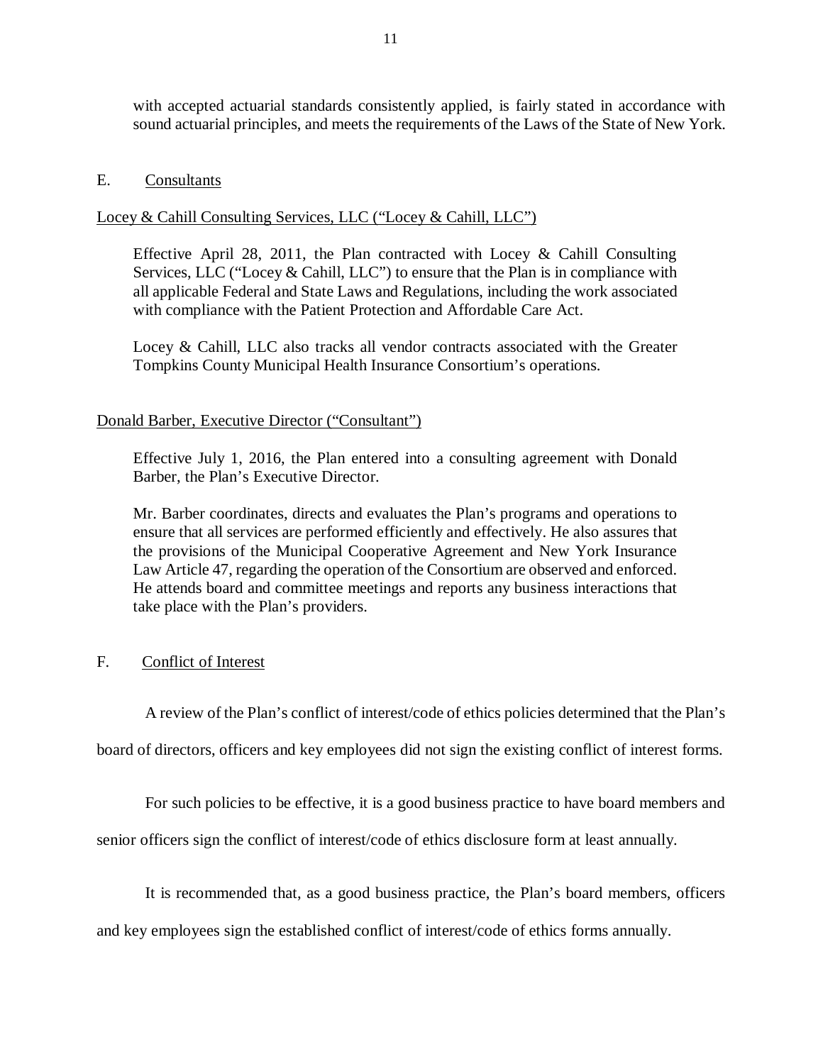with accepted actuarial standards consistently applied, is fairly stated in accordance with sound actuarial principles, and meets the requirements of the Laws of the State of New York.

## E. Consultants

### Locey & Cahill Consulting Services, LLC ("Locey & Cahill, LLC")

Effective April 28, 2011, the Plan contracted with Locey & Cahill Consulting Services, LLC ("Locey & Cahill, LLC") to ensure that the Plan is in compliance with all applicable Federal and State Laws and Regulations, including the work associated with compliance with the Patient Protection and Affordable Care Act.

Locey & Cahill, LLC also tracks all vendor contracts associated with the Greater Tompkins County Municipal Health Insurance Consortium's operations.

### Donald Barber, Executive Director ("Consultant")

Effective July 1, 2016, the Plan entered into a consulting agreement with Donald Barber, the Plan's Executive Director.

Mr. Barber coordinates, directs and evaluates the Plan's programs and operations to ensure that all services are performed efficiently and effectively. He also assures that the provisions of the Municipal Cooperative Agreement and New York Insurance Law Article 47, regarding the operation of the Consortium are observed and enforced. He attends board and committee meetings and reports any business interactions that take place with the Plan's providers.

## F. Conflict of Interest

A review of the Plan's conflict of interest/code of ethics policies determined that the Plan's board of directors, officers and key employees did not sign the existing conflict of interest forms.

For such policies to be effective, it is a good business practice to have board members and senior officers sign the conflict of interest/code of ethics disclosure form at least annually.

It is recommended that, as a good business practice, the Plan's board members, officers and key employees sign the established conflict of interest/code of ethics forms annually.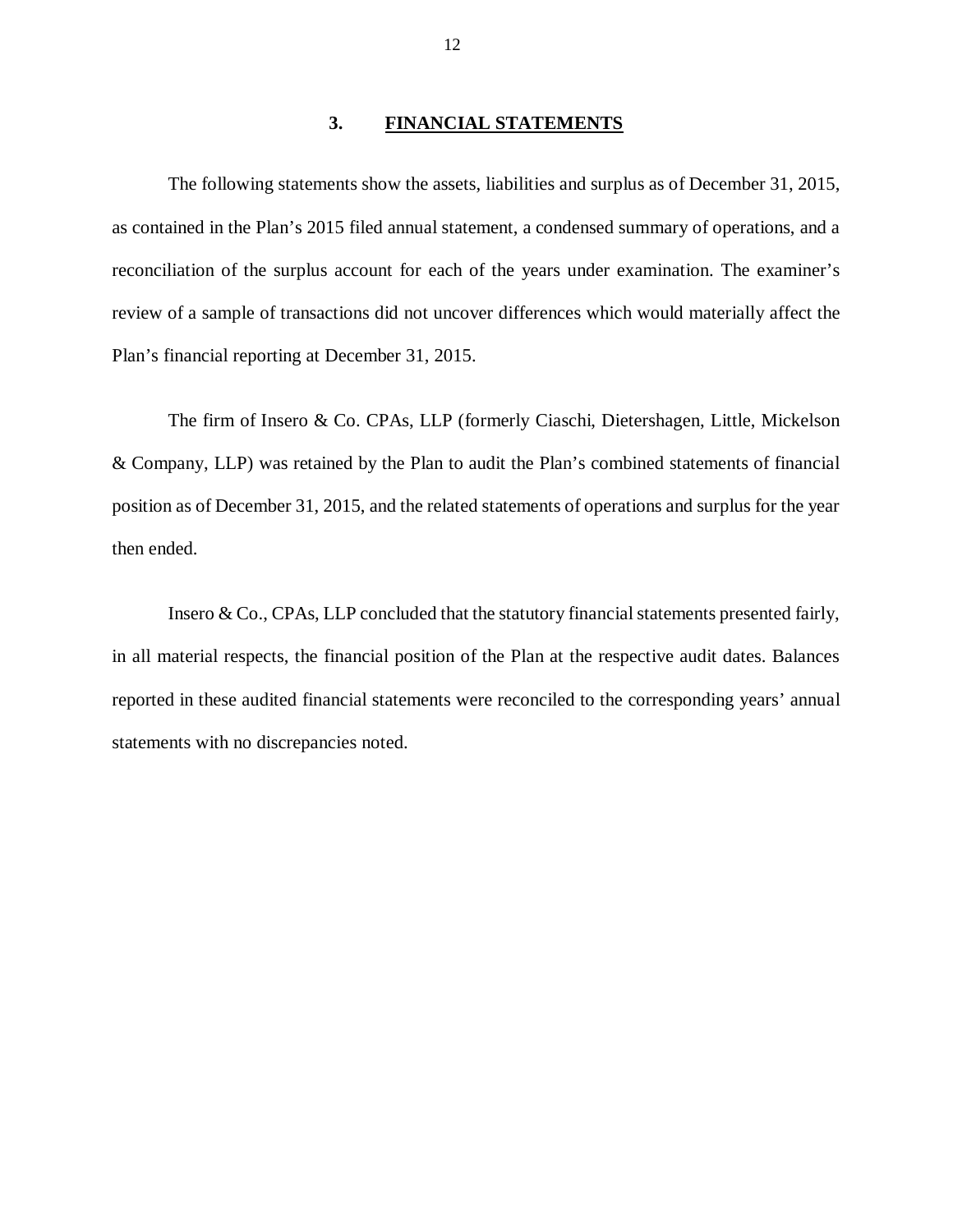## 3. FINANCIAL STATEMENTS

The following statements show the assets, liabilities and surplus as of December 31, 2015, as contained in the Plan's 2015 filed annual statement, a condensed summary of operations, and a reconciliation of the surplus account for each of the years under examination. The examiner's review of a sample of transactions did not uncover differences which would materially affect the Plan's financial reporting at December 31, 2015.

The firm of Insero & Co. CPAs, LLP (formerly Ciaschi, Dietershagen, Little, Mickelson & Company, LLP) was retained by the Plan to audit the Plan's combined statements of financial position as of December 31, 2015, and the related statements of operations and surplus for the year then ended.

Insero & Co., CPAs, LLP concluded that the statutory financial statements presented fairly, in all material respects, the financial position of the Plan at the respective audit dates. Balances reported in these audited financial statements were reconciled to the corresponding years' annual statements with no discrepancies noted.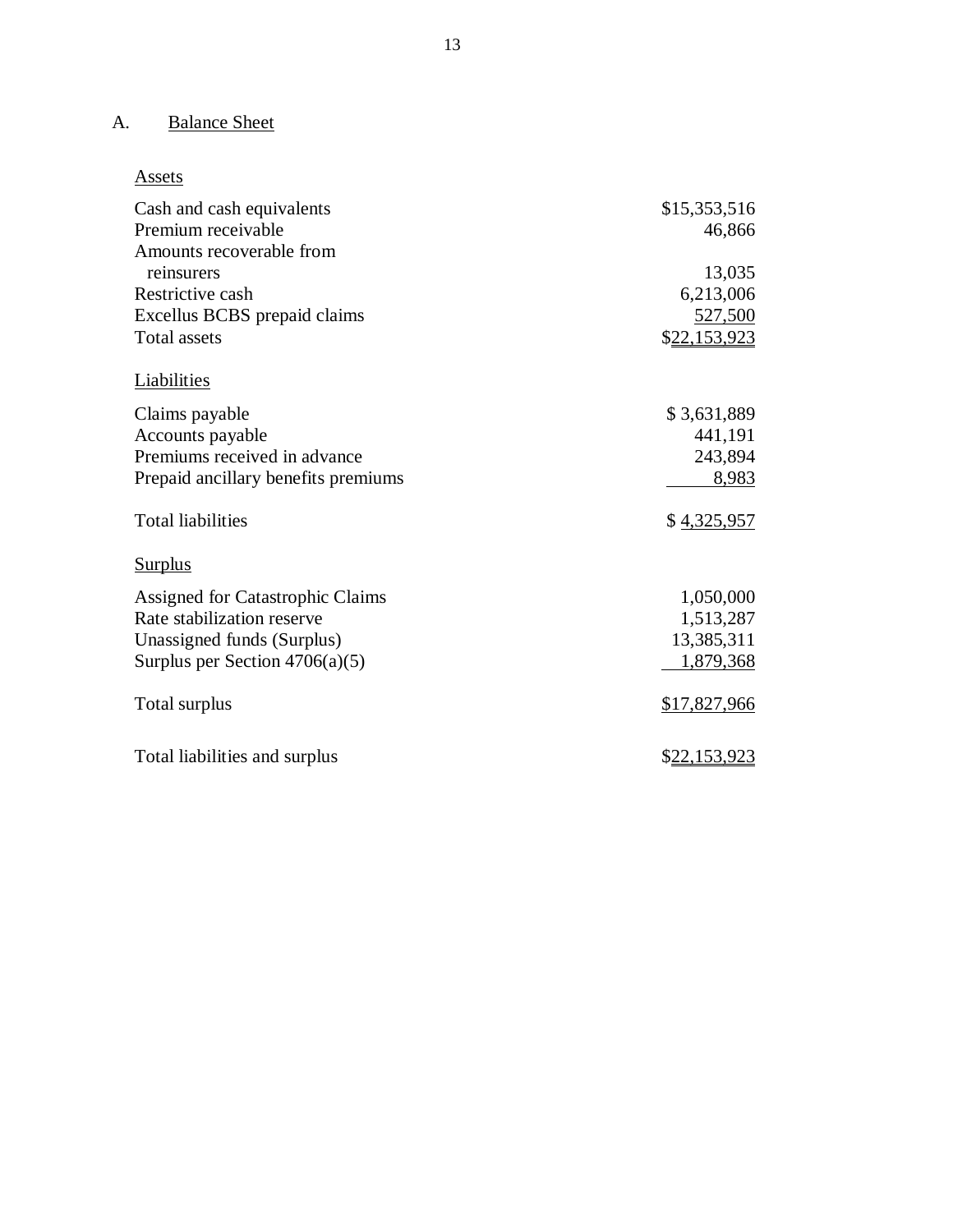## A. Balance Sheet

| | |
|---|---|
| **Assets** | |
| Cash and cash equivalents | $15,353,516 |
| Premium receivable | 46,866 |
| Amounts recoverable from reinsurers | 13,035 |
| Restrictive cash | 6,213,006 |
| Excellus BCBS prepaid claims | 527,500 |
| Total assets | $22,153,923 |
| **Liabilities** | |
| Claims payable | $ 3,631,889 |
| Accounts payable | 441,191 |
| Premiums received in advance | 243,894 |
| Prepaid ancillary benefits premiums | 8,983 |
| Total liabilities | $ 4,325,957 |
| **Surplus** | |
| Assigned for Catastrophic Claims | 1,050,000 |
| Rate stabilization reserve | 1,513,287 |
| Unassigned funds (Surplus) | 13,385,311 |
| Surplus per Section 4706(a)(5) | 1,879,368 |
| Total surplus | $17,827,966 |
| Total liabilities and surplus | $22,153,923 |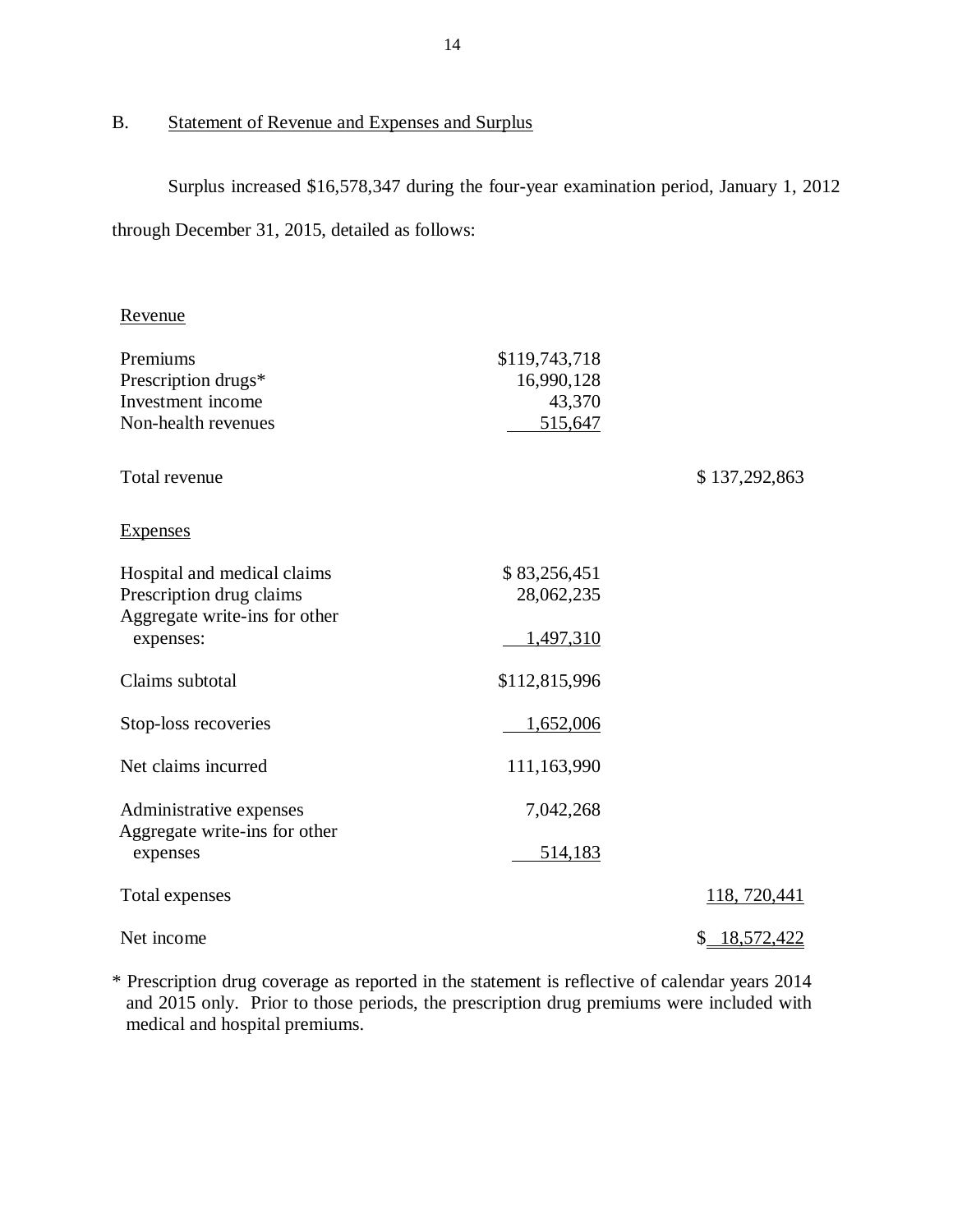## B. Statement of Revenue and Expenses and Surplus

Surplus increased $16,578,347 during the four-year examination period, January 1, 2012 through December 31, 2015, detailed as follows:

| | | |
|---|---|---|
| Revenue | | |
| Premiums | $119,743,718 | |
| Prescription drugs* | 16,990,128 | |
| Investment income | 43,370 | |
| Non-health revenues | 515,647 | |
| Total revenue | | $ 137,292,863 |
| Expenses | | |
| Hospital and medical claims | $ 83,256,451 | |
| Prescription drug claims | 28,062,235 | |
| Aggregate write-ins for other expenses: | 1,497,310 | |
| Claims subtotal | $112,815,996 | |
| Stop-loss recoveries | 1,652,006 | |
| Net claims incurred | 111,163,990 | |
| Administrative expenses | 7,042,268 | |
| Aggregate write-ins for other expenses | 514,183 | |
| Total expenses | | 118, 720,441 |
| Net income | | $ 18,572,422 |

\* Prescription drug coverage as reported in the statement is reflective of calendar years 2014 and 2015 only. Prior to those periods, the prescription drug premiums were included with medical and hospital premiums.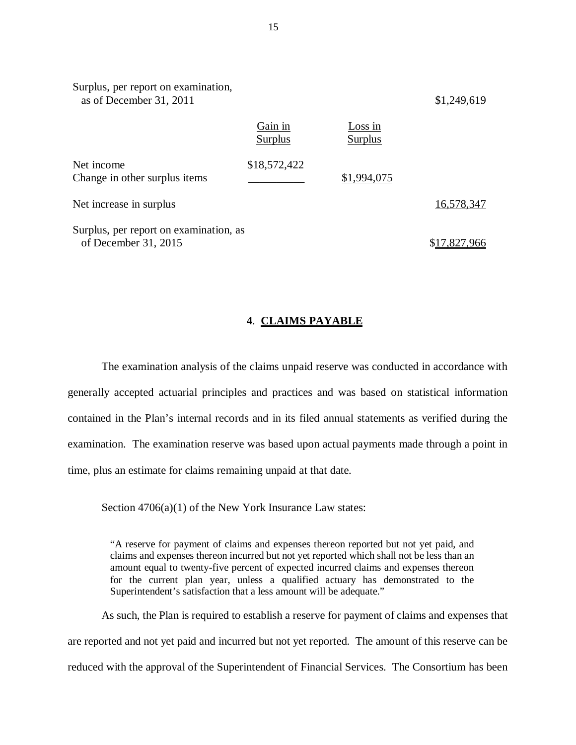| | Gain in Surplus | Loss in Surplus | |
|---|---|---|---|
| Surplus, per report on examination, as of December 31, 2011 | | | $1,249,619 |
| Net income | $18,572,422 | | |
| Change in other surplus items | | $1,994,075 | |
| Net increase in surplus | | | 16,578,347 |
| Surplus, per report on examination, as of December 31, 2015 | | | $17,827,966 |

## 4. CLAIMS PAYABLE

The examination analysis of the claims unpaid reserve was conducted in accordance with generally accepted actuarial principles and practices and was based on statistical information contained in the Plan's internal records and in its filed annual statements as verified during the examination. The examination reserve was based upon actual payments made through a point in time, plus an estimate for claims remaining unpaid at that date.

Section 4706(a)(1) of the New York Insurance Law states:

> "A reserve for payment of claims and expenses thereon reported but not yet paid, and claims and expenses thereon incurred but not yet reported which shall not be less than an amount equal to twenty-five percent of expected incurred claims and expenses thereon for the current plan year, unless a qualified actuary has demonstrated to the Superintendent's satisfaction that a less amount will be adequate."

As such, the Plan is required to establish a reserve for payment of claims and expenses that are reported and not yet paid and incurred but not yet reported. The amount of this reserve can be reduced with the approval of the Superintendent of Financial Services. The Consortium has been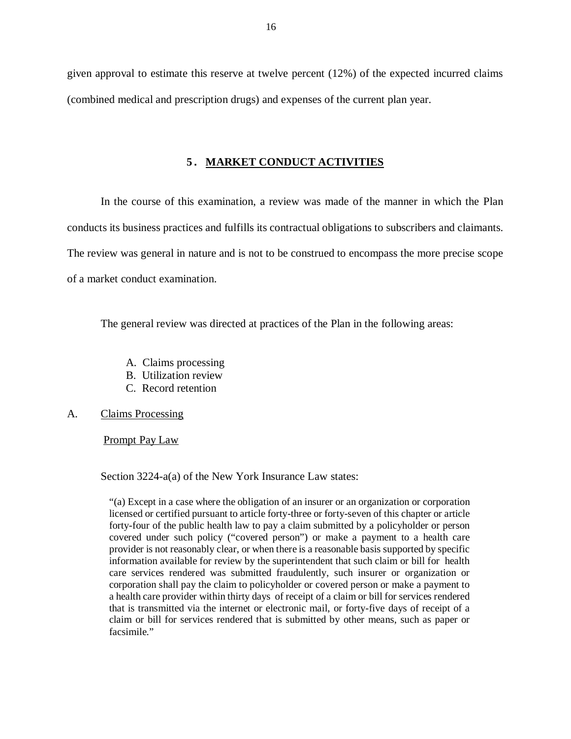given approval to estimate this reserve at twelve percent (12%) of the expected incurred claims (combined medical and prescription drugs) and expenses of the current plan year.

## 5. MARKET CONDUCT ACTIVITIES

In the course of this examination, a review was made of the manner in which the Plan conducts its business practices and fulfills its contractual obligations to subscribers and claimants. The review was general in nature and is not to be construed to encompass the more precise scope of a market conduct examination.

The general review was directed at practices of the Plan in the following areas:

A. Claims processing
B. Utilization review
C. Record retention

### A. Claims Processing

Prompt Pay Law

Section 3224-a(a) of the New York Insurance Law states:

> "(a) Except in a case where the obligation of an insurer or an organization or corporation licensed or certified pursuant to article forty-three or forty-seven of this chapter or article forty-four of the public health law to pay a claim submitted by a policyholder or person covered under such policy ("covered person") or make a payment to a health care provider is not reasonably clear, or when there is a reasonable basis supported by specific information available for review by the superintendent that such claim or bill for health care services rendered was submitted fraudulently, such insurer or organization or corporation shall pay the claim to policyholder or covered person or make a payment to a health care provider within thirty days of receipt of a claim or bill for services rendered that is transmitted via the internet or electronic mail, or forty-five days of receipt of a claim or bill for services rendered that is submitted by other means, such as paper or facsimile."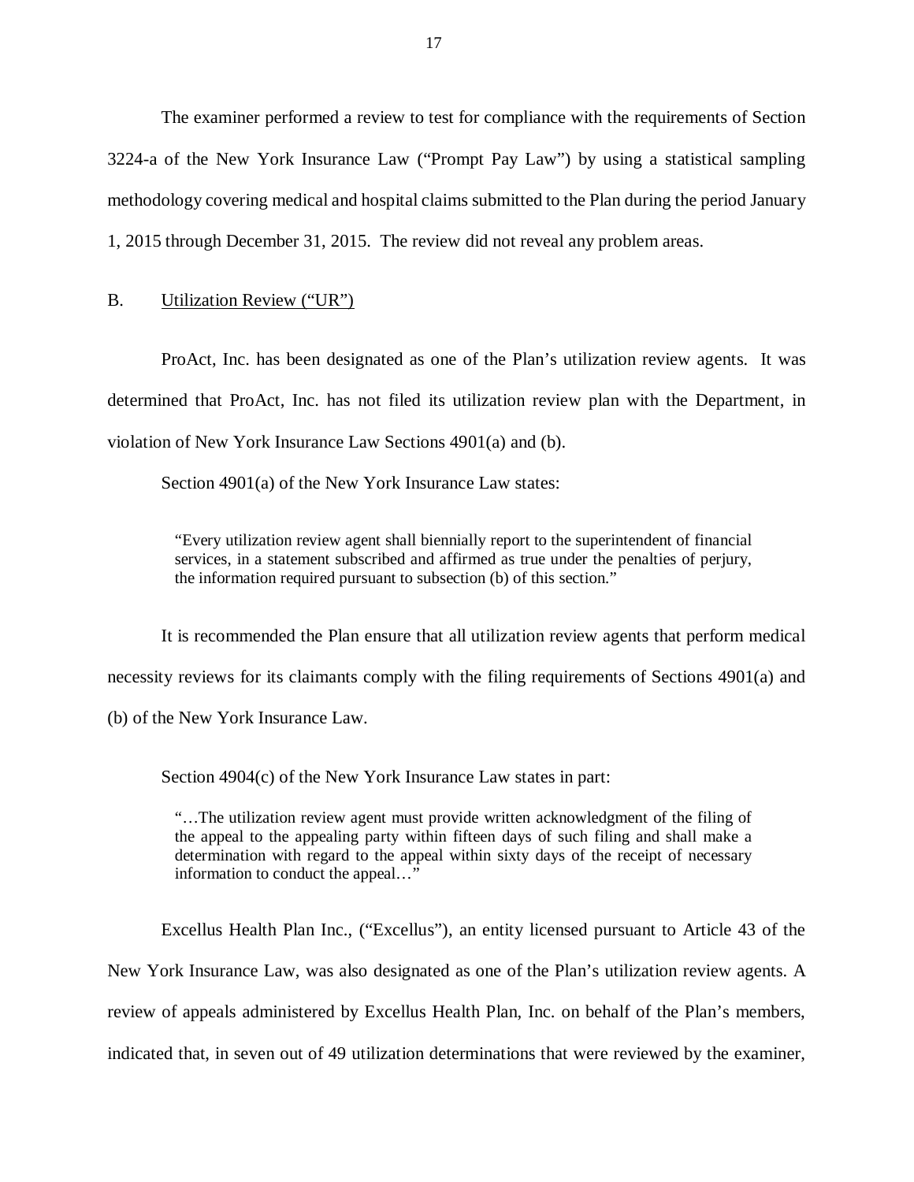The examiner performed a review to test for compliance with the requirements of Section 3224-a of the New York Insurance Law ("Prompt Pay Law") by using a statistical sampling methodology covering medical and hospital claims submitted to the Plan during the period January 1, 2015 through December 31, 2015. The review did not reveal any problem areas.

## B. Utilization Review ("UR")

ProAct, Inc. has been designated as one of the Plan's utilization review agents. It was determined that ProAct, Inc. has not filed its utilization review plan with the Department, in violation of New York Insurance Law Sections 4901(a) and (b).

Section 4901(a) of the New York Insurance Law states:

> "Every utilization review agent shall biennially report to the superintendent of financial services, in a statement subscribed and affirmed as true under the penalties of perjury, the information required pursuant to subsection (b) of this section."

It is recommended the Plan ensure that all utilization review agents that perform medical necessity reviews for its claimants comply with the filing requirements of Sections 4901(a) and (b) of the New York Insurance Law.

Section 4904(c) of the New York Insurance Law states in part:

> "…The utilization review agent must provide written acknowledgment of the filing of the appeal to the appealing party within fifteen days of such filing and shall make a determination with regard to the appeal within sixty days of the receipt of necessary information to conduct the appeal…"

Excellus Health Plan Inc., ("Excellus"), an entity licensed pursuant to Article 43 of the New York Insurance Law, was also designated as one of the Plan's utilization review agents. A review of appeals administered by Excellus Health Plan, Inc. on behalf of the Plan's members, indicated that, in seven out of 49 utilization determinations that were reviewed by the examiner,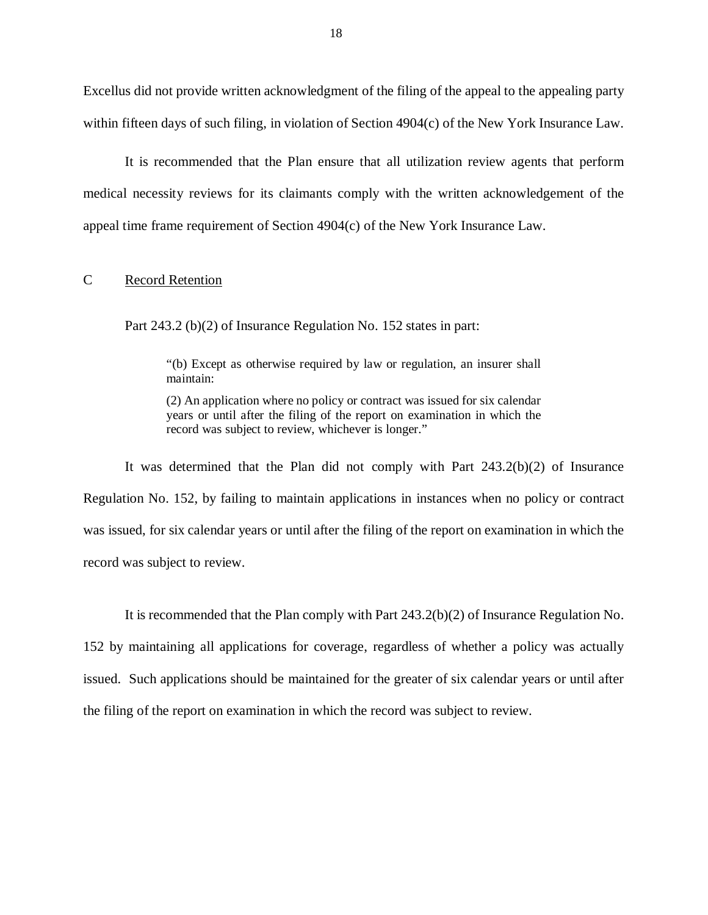Excellus did not provide written acknowledgment of the filing of the appeal to the appealing party within fifteen days of such filing, in violation of Section 4904(c) of the New York Insurance Law.

It is recommended that the Plan ensure that all utilization review agents that perform medical necessity reviews for its claimants comply with the written acknowledgement of the appeal time frame requirement of Section 4904(c) of the New York Insurance Law.

## C Record Retention

Part 243.2 (b)(2) of Insurance Regulation No. 152 states in part:

> "(b) Except as otherwise required by law or regulation, an insurer shall maintain:
>
> (2) An application where no policy or contract was issued for six calendar years or until after the filing of the report on examination in which the record was subject to review, whichever is longer."

It was determined that the Plan did not comply with Part 243.2(b)(2) of Insurance Regulation No. 152, by failing to maintain applications in instances when no policy or contract was issued, for six calendar years or until after the filing of the report on examination in which the record was subject to review.

It is recommended that the Plan comply with Part 243.2(b)(2) of Insurance Regulation No. 152 by maintaining all applications for coverage, regardless of whether a policy was actually issued. Such applications should be maintained for the greater of six calendar years or until after the filing of the report on examination in which the record was subject to review.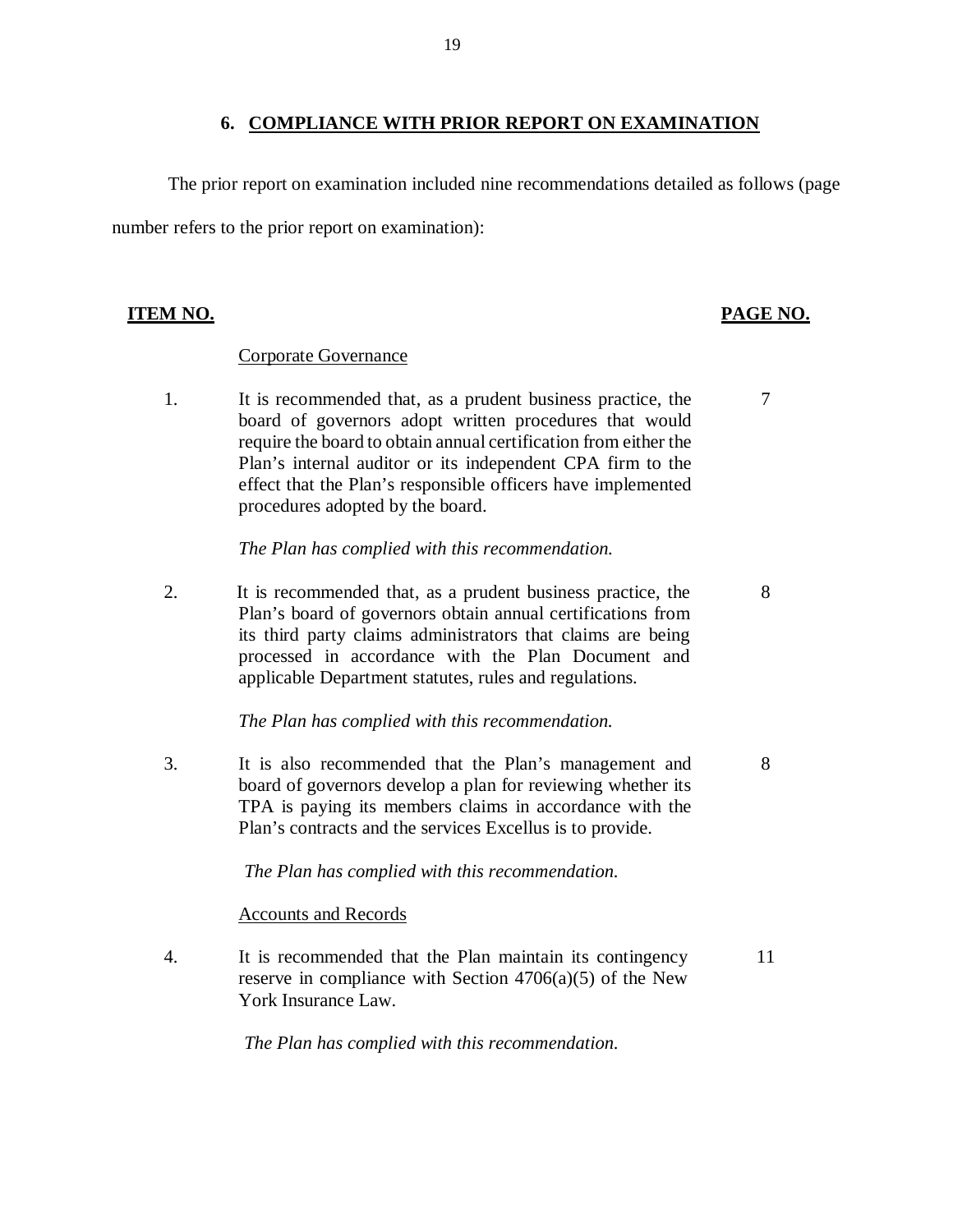## 6. COMPLIANCE WITH PRIOR REPORT ON EXAMINATION

The prior report on examination included nine recommendations detailed as follows (page number refers to the prior report on examination):

| ITEM NO. | | PAGE NO. |
|---|---|---|
| | Corporate Governance | |
| 1. | It is recommended that, as a prudent business practice, the board of governors adopt written procedures that would require the board to obtain annual certification from either the Plan's internal auditor or its independent CPA firm to the effect that the Plan's responsible officers have implemented procedures adopted by the board. | 7 |
| | *The Plan has complied with this recommendation.* | |
| 2. | It is recommended that, as a prudent business practice, the Plan's board of governors obtain annual certifications from its third party claims administrators that claims are being processed in accordance with the Plan Document and applicable Department statutes, rules and regulations. | 8 |
| | *The Plan has complied with this recommendation.* | |
| 3. | It is also recommended that the Plan's management and board of governors develop a plan for reviewing whether its TPA is paying its members claims in accordance with the Plan's contracts and the services Excellus is to provide. | 8 |
| | *The Plan has complied with this recommendation.* | |
| | Accounts and Records | |
| 4. | It is recommended that the Plan maintain its contingency reserve in compliance with Section 4706(a)(5) of the New York Insurance Law. | 11 |
| | *The Plan has complied with this recommendation.* | |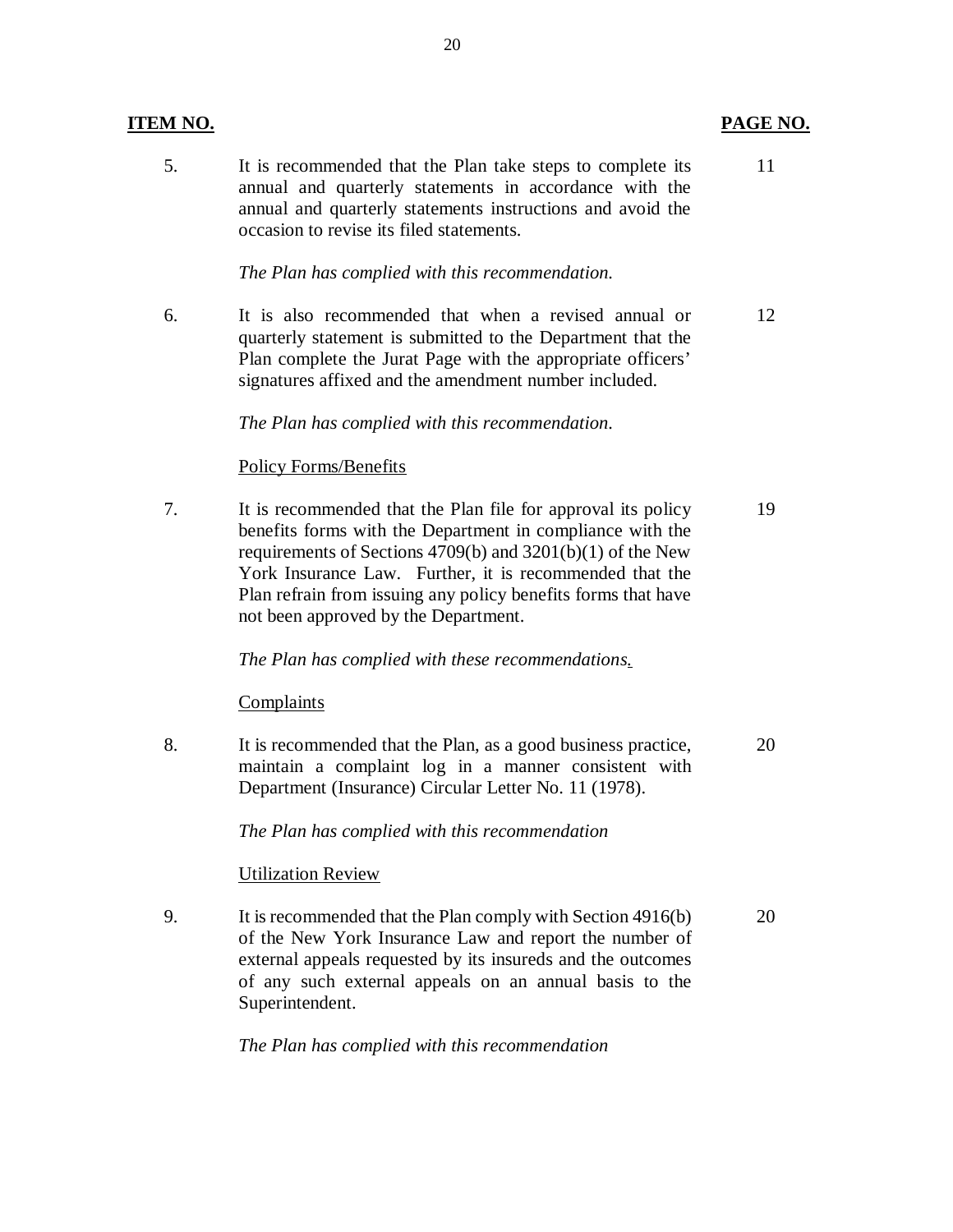| ITEM NO. | | PAGE NO. |
|---|---|---|
| 5. | It is recommended that the Plan take steps to complete its annual and quarterly statements in accordance with the annual and quarterly statements instructions and avoid the occasion to revise its filed statements. | 11 |
| | *The Plan has complied with this recommendation.* | |
| 6. | It is also recommended that when a revised annual or quarterly statement is submitted to the Department that the Plan complete the Jurat Page with the appropriate officers' signatures affixed and the amendment number included. | 12 |
| | *The Plan has complied with this recommendation.* | |
| | Policy Forms/Benefits | |
| 7. | It is recommended that the Plan file for approval its policy benefits forms with the Department in compliance with the requirements of Sections 4709(b) and 3201(b)(1) of the New York Insurance Law. Further, it is recommended that the Plan refrain from issuing any policy benefits forms that have not been approved by the Department. | 19 |
| | *The Plan has complied with these recommendations.* | |
| | Complaints | |
| 8. | It is recommended that the Plan, as a good business practice, maintain a complaint log in a manner consistent with Department (Insurance) Circular Letter No. 11 (1978). | 20 |
| | *The Plan has complied with this recommendation* | |
| | Utilization Review | |
| 9. | It is recommended that the Plan comply with Section 4916(b) of the New York Insurance Law and report the number of external appeals requested by its insureds and the outcomes of any such external appeals on an annual basis to the Superintendent. | 20 |
| | *The Plan has complied with this recommendation* | |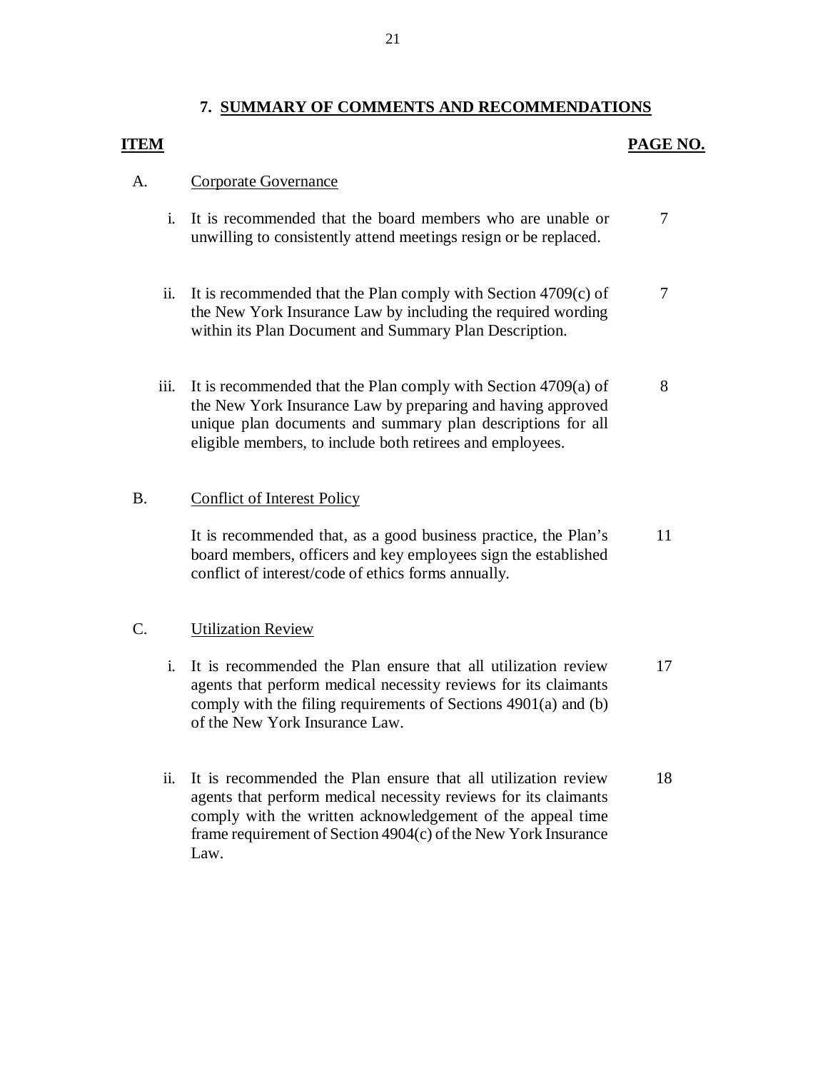## 7. SUMMARY OF COMMENTS AND RECOMMENDATIONS

| ITEM | | | PAGE NO. |
|---|---|---|---|
| A. | Corporate Governance | | |
| | i. | It is recommended that the board members who are unable or unwilling to consistently attend meetings resign or be replaced. | 7 |
| | ii. | It is recommended that the Plan comply with Section 4709(c) of the New York Insurance Law by including the required wording within its Plan Document and Summary Plan Description. | 7 |
| | iii. | It is recommended that the Plan comply with Section 4709(a) of the New York Insurance Law by preparing and having approved unique plan documents and summary plan descriptions for all eligible members, to include both retirees and employees. | 8 |
| B. | Conflict of Interest Policy | | |
| | | It is recommended that, as a good business practice, the Plan's board members, officers and key employees sign the established conflict of interest/code of ethics forms annually. | 11 |
| C. | Utilization Review | | |
| | i. | It is recommended the Plan ensure that all utilization review agents that perform medical necessity reviews for its claimants comply with the filing requirements of Sections 4901(a) and (b) of the New York Insurance Law. | 17 |
| | ii. | It is recommended the Plan ensure that all utilization review agents that perform medical necessity reviews for its claimants comply with the written acknowledgement of the appeal time frame requirement of Section 4904(c) of the New York Insurance Law. | 18 |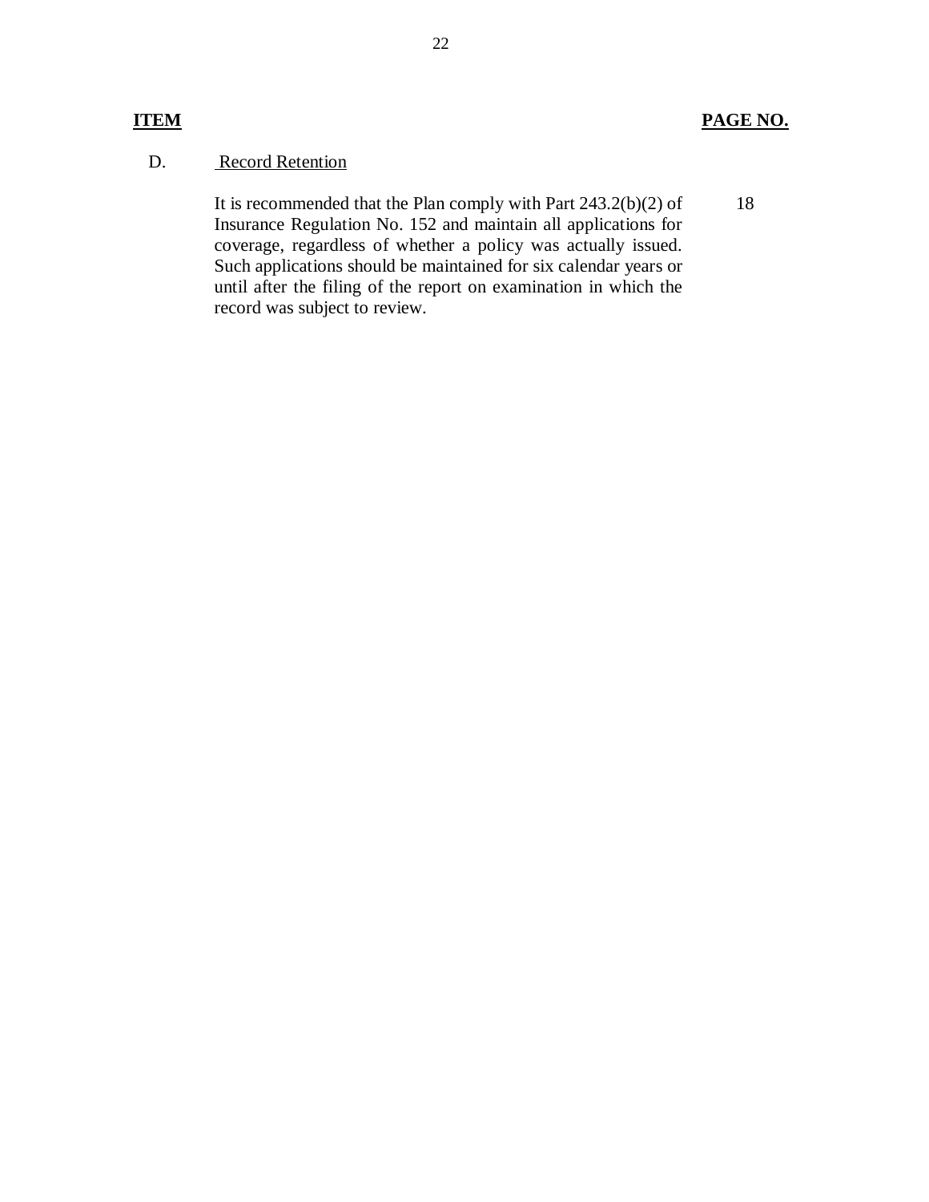| ITEM | | PAGE NO. |
|---|---|---|
| D. | Record Retention | |
| | It is recommended that the Plan comply with Part 243.2(b)(2) of Insurance Regulation No. 152 and maintain all applications for coverage, regardless of whether a policy was actually issued. Such applications should be maintained for six calendar years or until after the filing of the report on examination in which the record was subject to review. | 18 |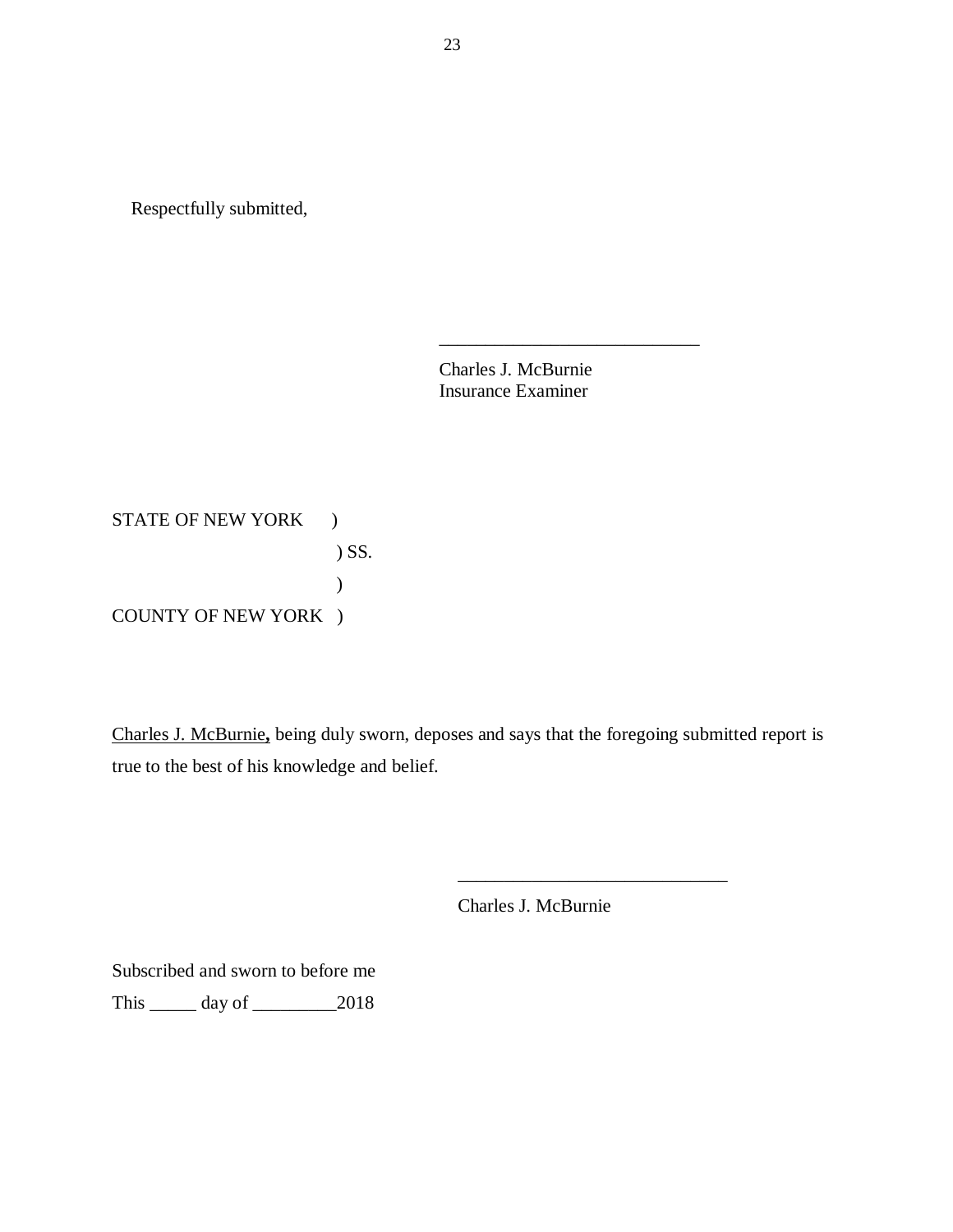Respectfully submitted,

\_\_\_\_\_\_\_\_\_\_\_\_\_\_\_\_\_\_\_\_\_\_\_\_\_\_\_\_

Charles J. McBurnie
Insurance Examiner

STATE OF NEW YORK )
) SS.
)
COUNTY OF NEW YORK )

Charles J. McBurnie**,** being duly sworn, deposes and says that the foregoing submitted report is true to the best of his knowledge and belief.

\_\_\_\_\_\_\_\_\_\_\_\_\_\_\_\_\_\_\_\_\_\_\_\_\_\_\_\_\_\_

Charles J. McBurnie

Subscribed and sworn to before me
This \_\_\_\_\_ day of \_\_\_\_\_\_\_\_\_2018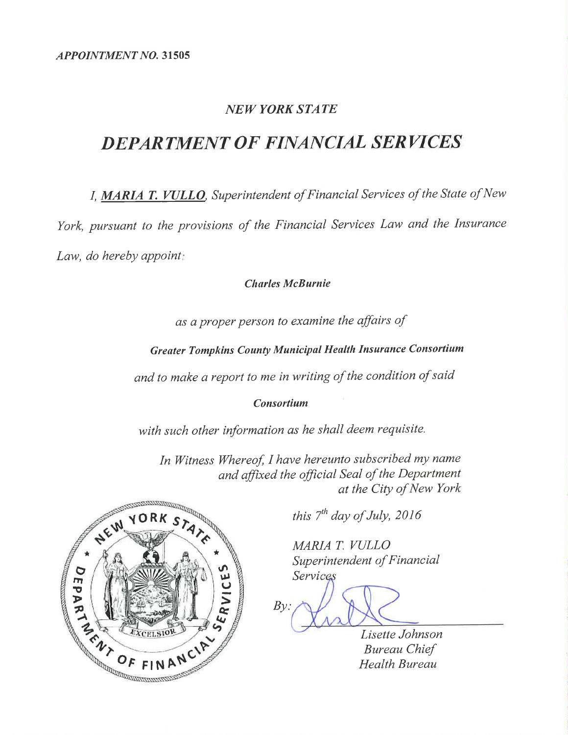*APPOINTMENT NO.* **31505**

## *NEW YORK STATE*

# *DEPARTMENT OF FINANCIAL SERVICES*

*I,* ***MARIA T. VULLO****, Superintendent of Financial Services of the State of New York, pursuant to the provisions of the Financial Services Law and the Insurance Law, do hereby appoint:*

***Charles McBurnie***

*as a proper person to examine the affairs of*

***Greater Tompkins County Municipal Health Insurance Consortium***

*and to make a report to me in writing of the condition of said*

***Consortium***

*with such other information as he shall deem requisite.*

*In Witness Whereof, I have hereunto subscribed my name and affixed the official Seal of the Department at the City of New York*

*this 7th day of July, 2016*

*MARIA T. VULLO*
*Superintendent of Financial Services*

*By:*

*Lisette Johnson*
*Bureau Chief*
*Health Bureau*